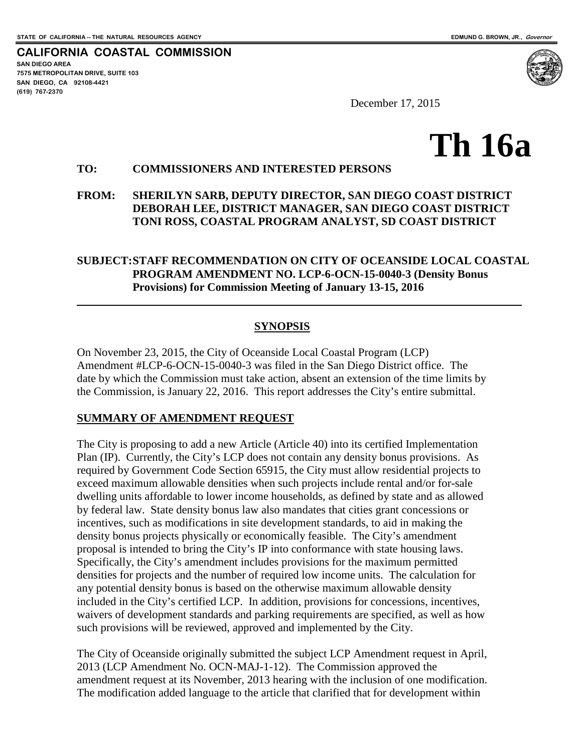STATE OF CALIFORNIA -- THE NATURAL RESOURCES AGENCY EDMUND G. BROWN, JR., *Governor*

**CALIFORNIA COASTAL COMMISSION**
SAN DIEGO AREA
7575 METROPOLITAN DRIVE, SUITE 103
SAN DIEGO, CA 92108-4421
(619) 767-2370

December 17, 2015

# Th 16a

**TO:** **COMMISSIONERS AND INTERESTED PERSONS**

**FROM:** **SHERILYN SARB, DEPUTY DIRECTOR, SAN DIEGO COAST DISTRICT**
**DEBORAH LEE, DISTRICT MANAGER, SAN DIEGO COAST DISTRICT**
**TONI ROSS, COASTAL PROGRAM ANALYST, SD COAST DISTRICT**

**SUBJECT: STAFF RECOMMENDATION ON CITY OF OCEANSIDE LOCAL COASTAL PROGRAM AMENDMENT NO. LCP-6-OCN-15-0040-3 (Density Bonus Provisions) for Commission Meeting of January 13-15, 2016**

---

## SYNOPSIS

On November 23, 2015, the City of Oceanside Local Coastal Program (LCP) Amendment #LCP-6-OCN-15-0040-3 was filed in the San Diego District office. The date by which the Commission must take action, absent an extension of the time limits by the Commission, is January 22, 2016. This report addresses the City's entire submittal.

### SUMMARY OF AMENDMENT REQUEST

The City is proposing to add a new Article (Article 40) into its certified Implementation Plan (IP). Currently, the City's LCP does not contain any density bonus provisions. As required by Government Code Section 65915, the City must allow residential projects to exceed maximum allowable densities when such projects include rental and/or for-sale dwelling units affordable to lower income households, as defined by state and as allowed by federal law. State density bonus law also mandates that cities grant concessions or incentives, such as modifications in site development standards, to aid in making the density bonus projects physically or economically feasible. The City's amendment proposal is intended to bring the City's IP into conformance with state housing laws. Specifically, the City's amendment includes provisions for the maximum permitted densities for projects and the number of required low income units. The calculation for any potential density bonus is based on the otherwise maximum allowable density included in the City's certified LCP. In addition, provisions for concessions, incentives, waivers of development standards and parking requirements are specified, as well as how such provisions will be reviewed, approved and implemented by the City.

The City of Oceanside originally submitted the subject LCP Amendment request in April, 2013 (LCP Amendment No. OCN-MAJ-1-12). The Commission approved the amendment request at its November, 2013 hearing with the inclusion of one modification. The modification added language to the article that clarified that for development within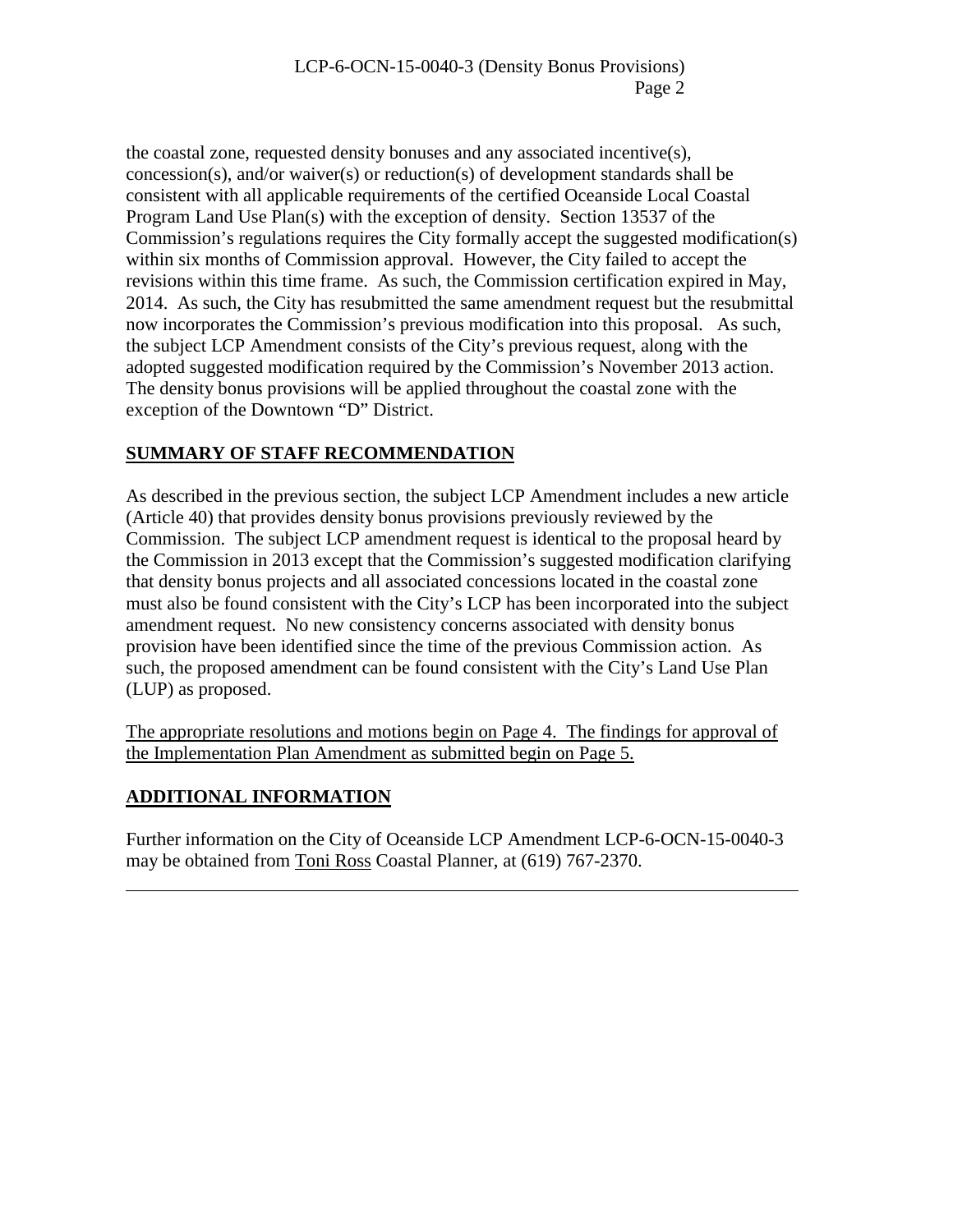the coastal zone, requested density bonuses and any associated incentive(s), concession(s), and/or waiver(s) or reduction(s) of development standards shall be consistent with all applicable requirements of the certified Oceanside Local Coastal Program Land Use Plan(s) with the exception of density. Section 13537 of the Commission's regulations requires the City formally accept the suggested modification(s) within six months of Commission approval. However, the City failed to accept the revisions within this time frame. As such, the Commission certification expired in May, 2014. As such, the City has resubmitted the same amendment request but the resubmittal now incorporates the Commission's previous modification into this proposal. As such, the subject LCP Amendment consists of the City's previous request, along with the adopted suggested modification required by the Commission's November 2013 action. The density bonus provisions will be applied throughout the coastal zone with the exception of the Downtown "D" District.

## SUMMARY OF STAFF RECOMMENDATION

As described in the previous section, the subject LCP Amendment includes a new article (Article 40) that provides density bonus provisions previously reviewed by the Commission. The subject LCP amendment request is identical to the proposal heard by the Commission in 2013 except that the Commission's suggested modification clarifying that density bonus projects and all associated concessions located in the coastal zone must also be found consistent with the City's LCP has been incorporated into the subject amendment request. No new consistency concerns associated with density bonus provision have been identified since the time of the previous Commission action. As such, the proposed amendment can be found consistent with the City's Land Use Plan (LUP) as proposed.

The appropriate resolutions and motions begin on Page 4. The findings for approval of the Implementation Plan Amendment as submitted begin on Page 5.

## ADDITIONAL INFORMATION

Further information on the City of Oceanside LCP Amendment LCP-6-OCN-15-0040-3 may be obtained from Toni Ross Coastal Planner, at (619) 767-2370.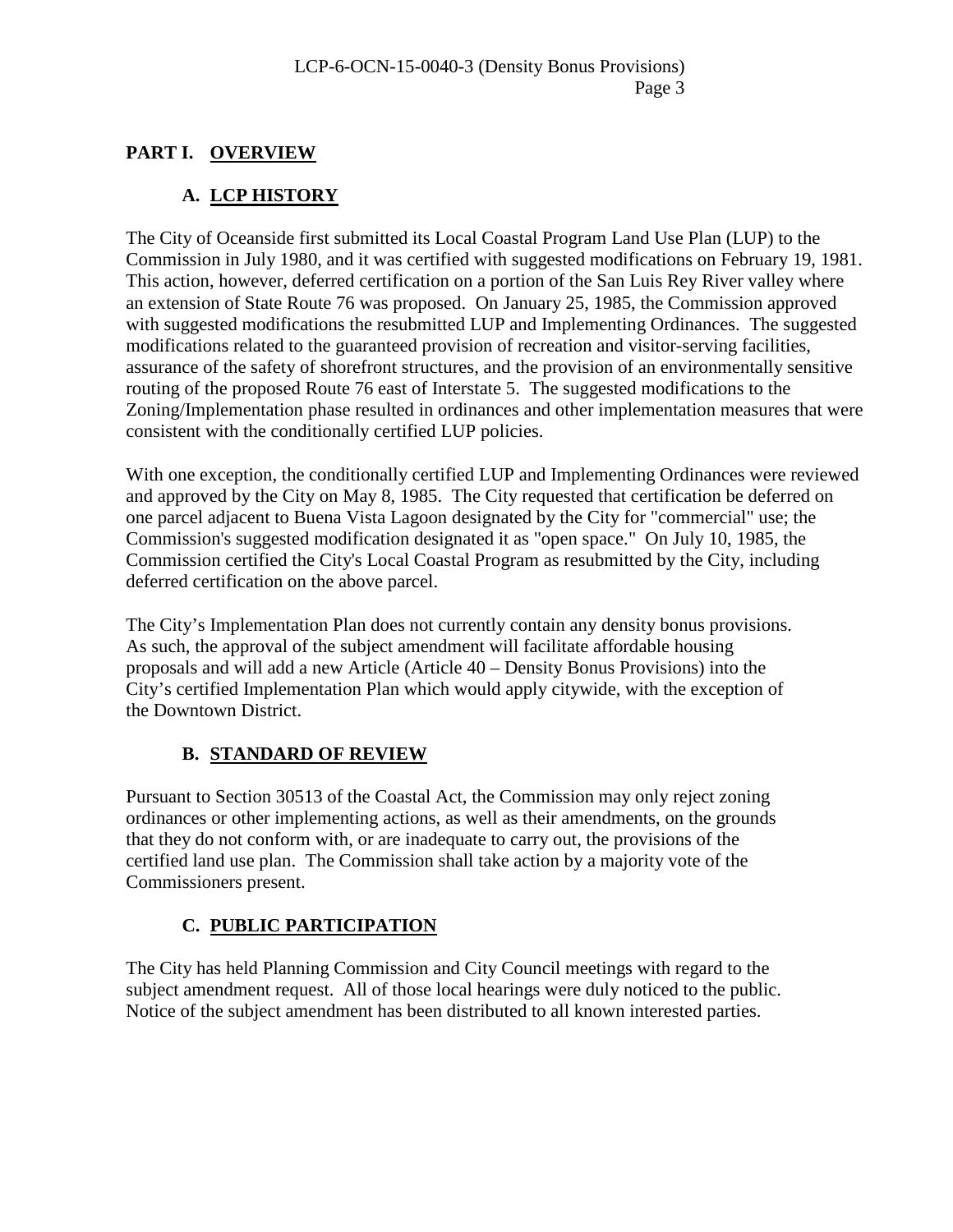## PART I. OVERVIEW

### A. LCP HISTORY

The City of Oceanside first submitted its Local Coastal Program Land Use Plan (LUP) to the Commission in July 1980, and it was certified with suggested modifications on February 19, 1981. This action, however, deferred certification on a portion of the San Luis Rey River valley where an extension of State Route 76 was proposed. On January 25, 1985, the Commission approved with suggested modifications the resubmitted LUP and Implementing Ordinances. The suggested modifications related to the guaranteed provision of recreation and visitor-serving facilities, assurance of the safety of shorefront structures, and the provision of an environmentally sensitive routing of the proposed Route 76 east of Interstate 5. The suggested modifications to the Zoning/Implementation phase resulted in ordinances and other implementation measures that were consistent with the conditionally certified LUP policies.

With one exception, the conditionally certified LUP and Implementing Ordinances were reviewed and approved by the City on May 8, 1985. The City requested that certification be deferred on one parcel adjacent to Buena Vista Lagoon designated by the City for "commercial" use; the Commission's suggested modification designated it as "open space." On July 10, 1985, the Commission certified the City's Local Coastal Program as resubmitted by the City, including deferred certification on the above parcel.

The City's Implementation Plan does not currently contain any density bonus provisions. As such, the approval of the subject amendment will facilitate affordable housing proposals and will add a new Article (Article 40 – Density Bonus Provisions) into the City's certified Implementation Plan which would apply citywide, with the exception of the Downtown District.

### B. STANDARD OF REVIEW

Pursuant to Section 30513 of the Coastal Act, the Commission may only reject zoning ordinances or other implementing actions, as well as their amendments, on the grounds that they do not conform with, or are inadequate to carry out, the provisions of the certified land use plan. The Commission shall take action by a majority vote of the Commissioners present.

### C. PUBLIC PARTICIPATION

The City has held Planning Commission and City Council meetings with regard to the subject amendment request. All of those local hearings were duly noticed to the public. Notice of the subject amendment has been distributed to all known interested parties.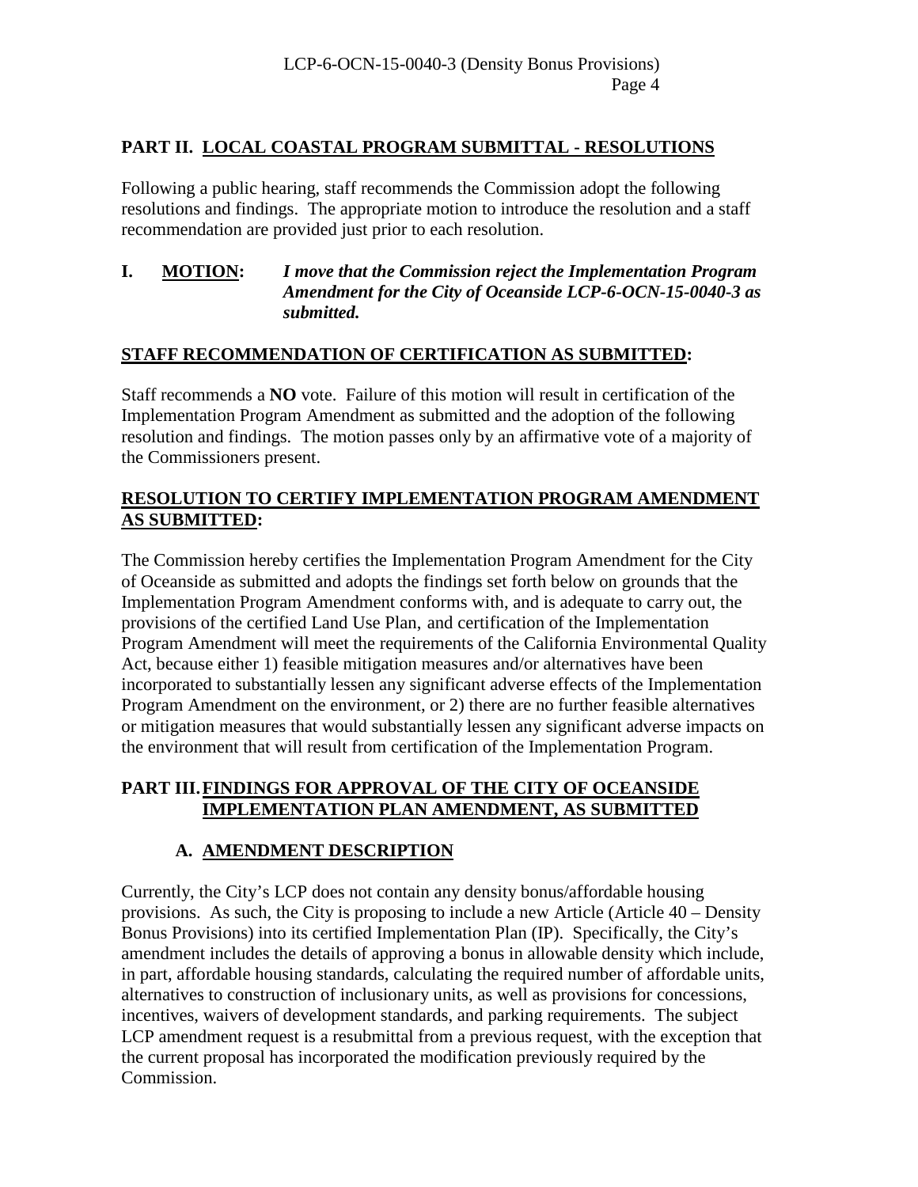## PART II. LOCAL COASTAL PROGRAM SUBMITTAL - RESOLUTIONS

Following a public hearing, staff recommends the Commission adopt the following resolutions and findings. The appropriate motion to introduce the resolution and a staff recommendation are provided just prior to each resolution.

**I. MOTION:** ***I move that the Commission reject the Implementation Program Amendment for the City of Oceanside LCP-6-OCN-15-0040-3 as submitted.***

**STAFF RECOMMENDATION OF CERTIFICATION AS SUBMITTED:**

Staff recommends a **NO** vote. Failure of this motion will result in certification of the Implementation Program Amendment as submitted and the adoption of the following resolution and findings. The motion passes only by an affirmative vote of a majority of the Commissioners present.

**RESOLUTION TO CERTIFY IMPLEMENTATION PROGRAM AMENDMENT AS SUBMITTED:**

The Commission hereby certifies the Implementation Program Amendment for the City of Oceanside as submitted and adopts the findings set forth below on grounds that the Implementation Program Amendment conforms with, and is adequate to carry out, the provisions of the certified Land Use Plan, and certification of the Implementation Program Amendment will meet the requirements of the California Environmental Quality Act, because either 1) feasible mitigation measures and/or alternatives have been incorporated to substantially lessen any significant adverse effects of the Implementation Program Amendment on the environment, or 2) there are no further feasible alternatives or mitigation measures that would substantially lessen any significant adverse impacts on the environment that will result from certification of the Implementation Program.

## PART III. FINDINGS FOR APPROVAL OF THE CITY OF OCEANSIDE IMPLEMENTATION PLAN AMENDMENT, AS SUBMITTED

### A. AMENDMENT DESCRIPTION

Currently, the City's LCP does not contain any density bonus/affordable housing provisions. As such, the City is proposing to include a new Article (Article 40 – Density Bonus Provisions) into its certified Implementation Plan (IP). Specifically, the City's amendment includes the details of approving a bonus in allowable density which include, in part, affordable housing standards, calculating the required number of affordable units, alternatives to construction of inclusionary units, as well as provisions for concessions, incentives, waivers of development standards, and parking requirements. The subject LCP amendment request is a resubmittal from a previous request, with the exception that the current proposal has incorporated the modification previously required by the Commission.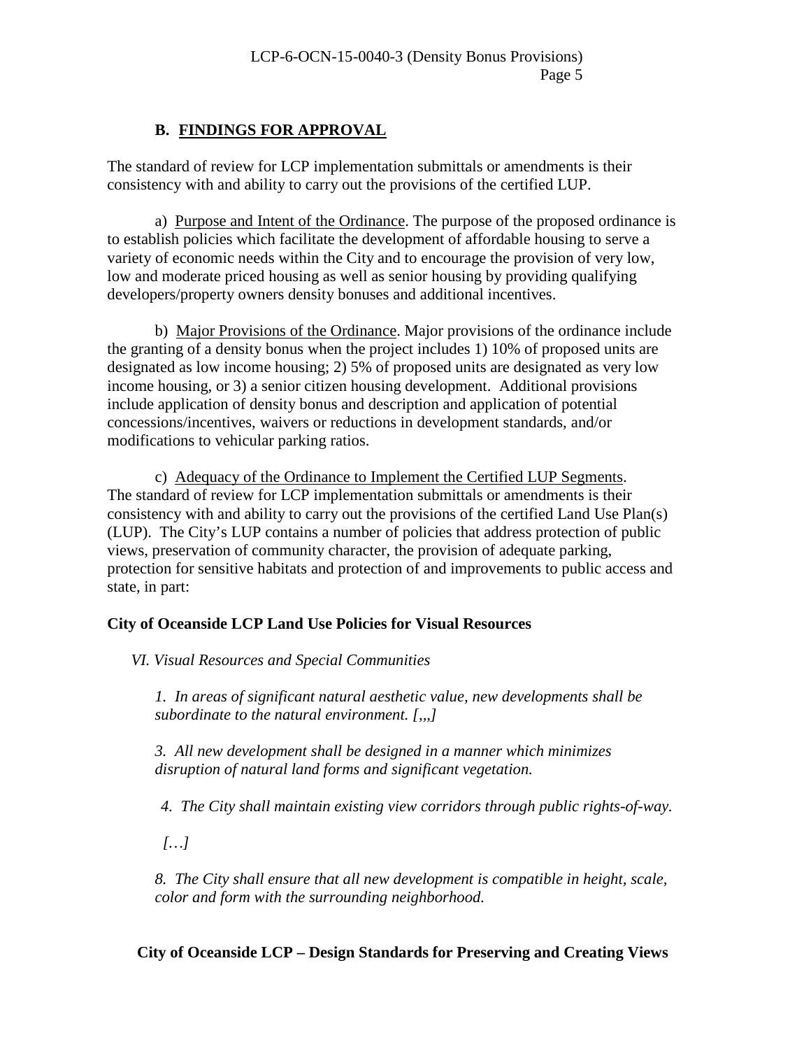## B. FINDINGS FOR APPROVAL

The standard of review for LCP implementation submittals or amendments is their consistency with and ability to carry out the provisions of the certified LUP.

a) Purpose and Intent of the Ordinance. The purpose of the proposed ordinance is to establish policies which facilitate the development of affordable housing to serve a variety of economic needs within the City and to encourage the provision of very low, low and moderate priced housing as well as senior housing by providing qualifying developers/property owners density bonuses and additional incentives.

b) Major Provisions of the Ordinance. Major provisions of the ordinance include the granting of a density bonus when the project includes 1) 10% of proposed units are designated as low income housing; 2) 5% of proposed units are designated as very low income housing, or 3) a senior citizen housing development. Additional provisions include application of density bonus and description and application of potential concessions/incentives, waivers or reductions in development standards, and/or modifications to vehicular parking ratios.

c) Adequacy of the Ordinance to Implement the Certified LUP Segments. The standard of review for LCP implementation submittals or amendments is their consistency with and ability to carry out the provisions of the certified Land Use Plan(s) (LUP). The City's LUP contains a number of policies that address protection of public views, preservation of community character, the provision of adequate parking, protection for sensitive habitats and protection of and improvements to public access and state, in part:

**City of Oceanside LCP Land Use Policies for Visual Resources**

*VI. Visual Resources and Special Communities*

*1. In areas of significant natural aesthetic value, new developments shall be subordinate to the natural environment. [,,,]*

*3. All new development shall be designed in a manner which minimizes disruption of natural land forms and significant vegetation.*

*4. The City shall maintain existing view corridors through public rights-of-way.*

*[…]*

*8. The City shall ensure that all new development is compatible in height, scale, color and form with the surrounding neighborhood.*

**City of Oceanside LCP – Design Standards for Preserving and Creating Views**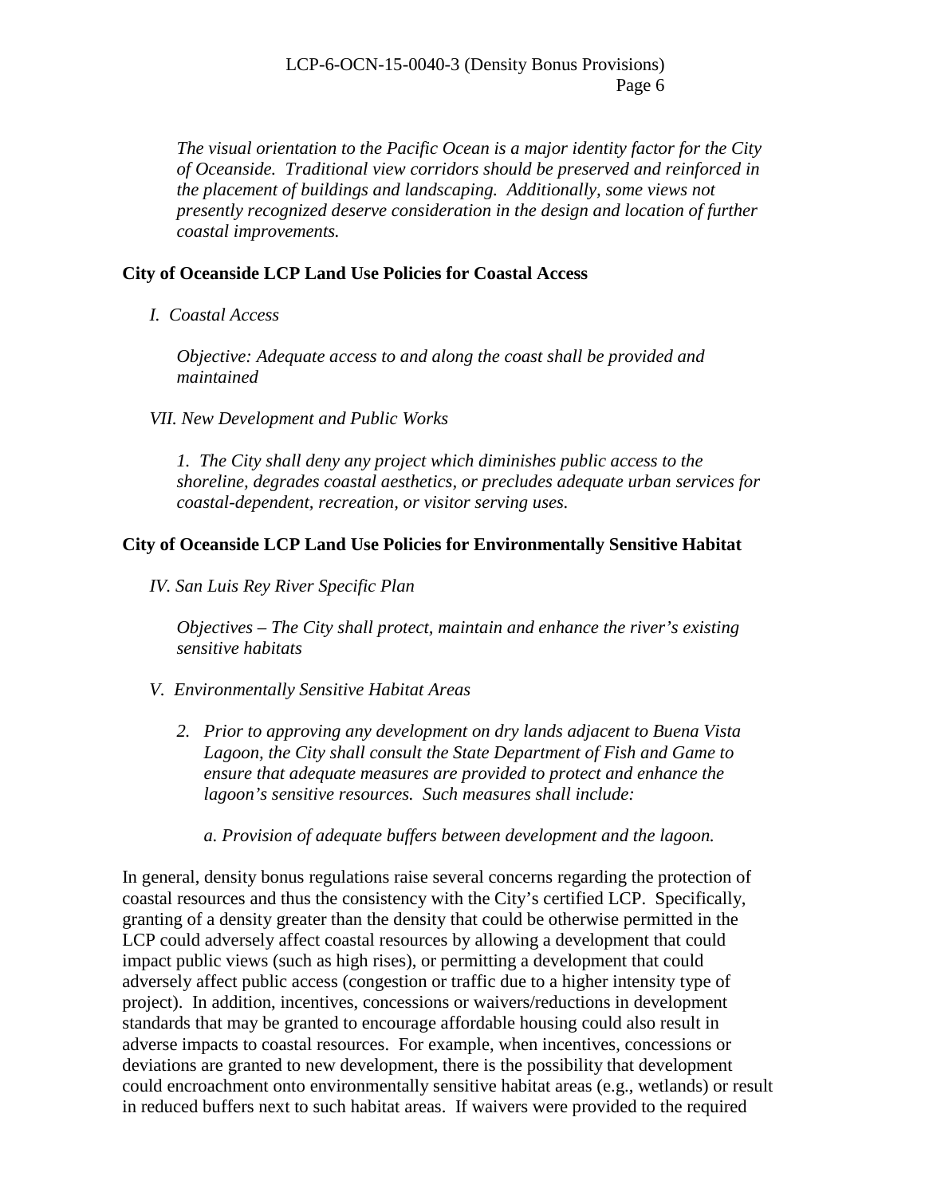*The visual orientation to the Pacific Ocean is a major identity factor for the City of Oceanside. Traditional view corridors should be preserved and reinforced in the placement of buildings and landscaping. Additionally, some views not presently recognized deserve consideration in the design and location of further coastal improvements.*

**City of Oceanside LCP Land Use Policies for Coastal Access**

*I. Coastal Access*

*Objective: Adequate access to and along the coast shall be provided and maintained*

*VII. New Development and Public Works*

*1. The City shall deny any project which diminishes public access to the shoreline, degrades coastal aesthetics, or precludes adequate urban services for coastal-dependent, recreation, or visitor serving uses.*

**City of Oceanside LCP Land Use Policies for Environmentally Sensitive Habitat**

*IV. San Luis Rey River Specific Plan*

*Objectives – The City shall protect, maintain and enhance the river's existing sensitive habitats*

*V. Environmentally Sensitive Habitat Areas*

*2. Prior to approving any development on dry lands adjacent to Buena Vista Lagoon, the City shall consult the State Department of Fish and Game to ensure that adequate measures are provided to protect and enhance the lagoon's sensitive resources. Such measures shall include:*

*a. Provision of adequate buffers between development and the lagoon.*

In general, density bonus regulations raise several concerns regarding the protection of coastal resources and thus the consistency with the City's certified LCP. Specifically, granting of a density greater than the density that could be otherwise permitted in the LCP could adversely affect coastal resources by allowing a development that could impact public views (such as high rises), or permitting a development that could adversely affect public access (congestion or traffic due to a higher intensity type of project). In addition, incentives, concessions or waivers/reductions in development standards that may be granted to encourage affordable housing could also result in adverse impacts to coastal resources. For example, when incentives, concessions or deviations are granted to new development, there is the possibility that development could encroachment onto environmentally sensitive habitat areas (e.g., wetlands) or result in reduced buffers next to such habitat areas. If waivers were provided to the required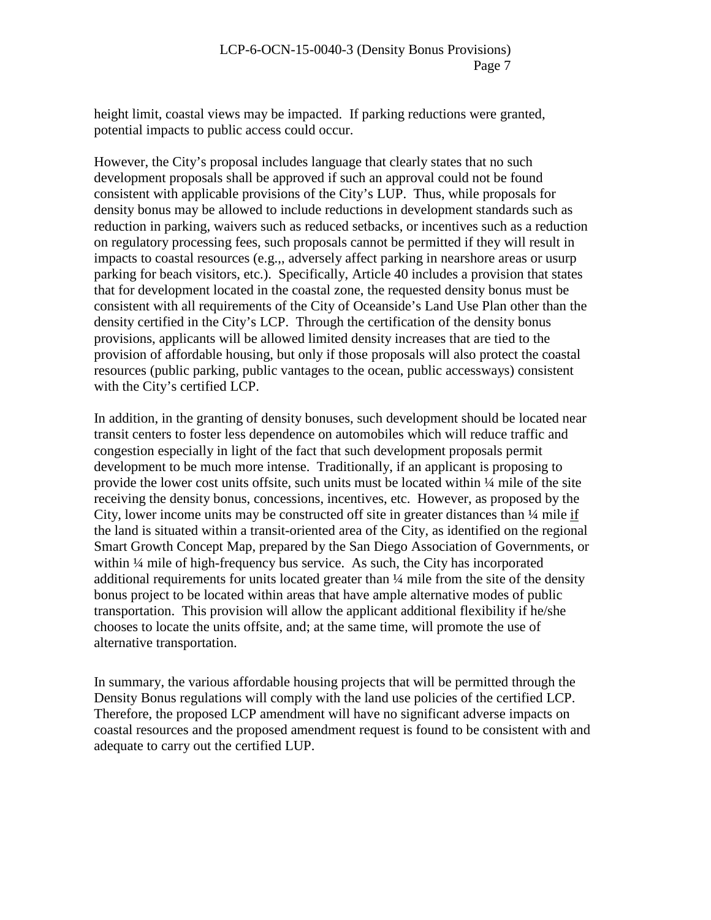height limit, coastal views may be impacted. If parking reductions were granted, potential impacts to public access could occur.

However, the City's proposal includes language that clearly states that no such development proposals shall be approved if such an approval could not be found consistent with applicable provisions of the City's LUP. Thus, while proposals for density bonus may be allowed to include reductions in development standards such as reduction in parking, waivers such as reduced setbacks, or incentives such as a reduction on regulatory processing fees, such proposals cannot be permitted if they will result in impacts to coastal resources (e.g.,, adversely affect parking in nearshore areas or usurp parking for beach visitors, etc.). Specifically, Article 40 includes a provision that states that for development located in the coastal zone, the requested density bonus must be consistent with all requirements of the City of Oceanside's Land Use Plan other than the density certified in the City's LCP. Through the certification of the density bonus provisions, applicants will be allowed limited density increases that are tied to the provision of affordable housing, but only if those proposals will also protect the coastal resources (public parking, public vantages to the ocean, public accessways) consistent with the City's certified LCP.

In addition, in the granting of density bonuses, such development should be located near transit centers to foster less dependence on automobiles which will reduce traffic and congestion especially in light of the fact that such development proposals permit development to be much more intense. Traditionally, if an applicant is proposing to provide the lower cost units offsite, such units must be located within ¼ mile of the site receiving the density bonus, concessions, incentives, etc. However, as proposed by the City, lower income units may be constructed off site in greater distances than ¼ mile <u>if</u> the land is situated within a transit-oriented area of the City, as identified on the regional Smart Growth Concept Map, prepared by the San Diego Association of Governments, or within ¼ mile of high-frequency bus service. As such, the City has incorporated additional requirements for units located greater than ¼ mile from the site of the density bonus project to be located within areas that have ample alternative modes of public transportation. This provision will allow the applicant additional flexibility if he/she chooses to locate the units offsite, and; at the same time, will promote the use of alternative transportation.

In summary, the various affordable housing projects that will be permitted through the Density Bonus regulations will comply with the land use policies of the certified LCP. Therefore, the proposed LCP amendment will have no significant adverse impacts on coastal resources and the proposed amendment request is found to be consistent with and adequate to carry out the certified LUP.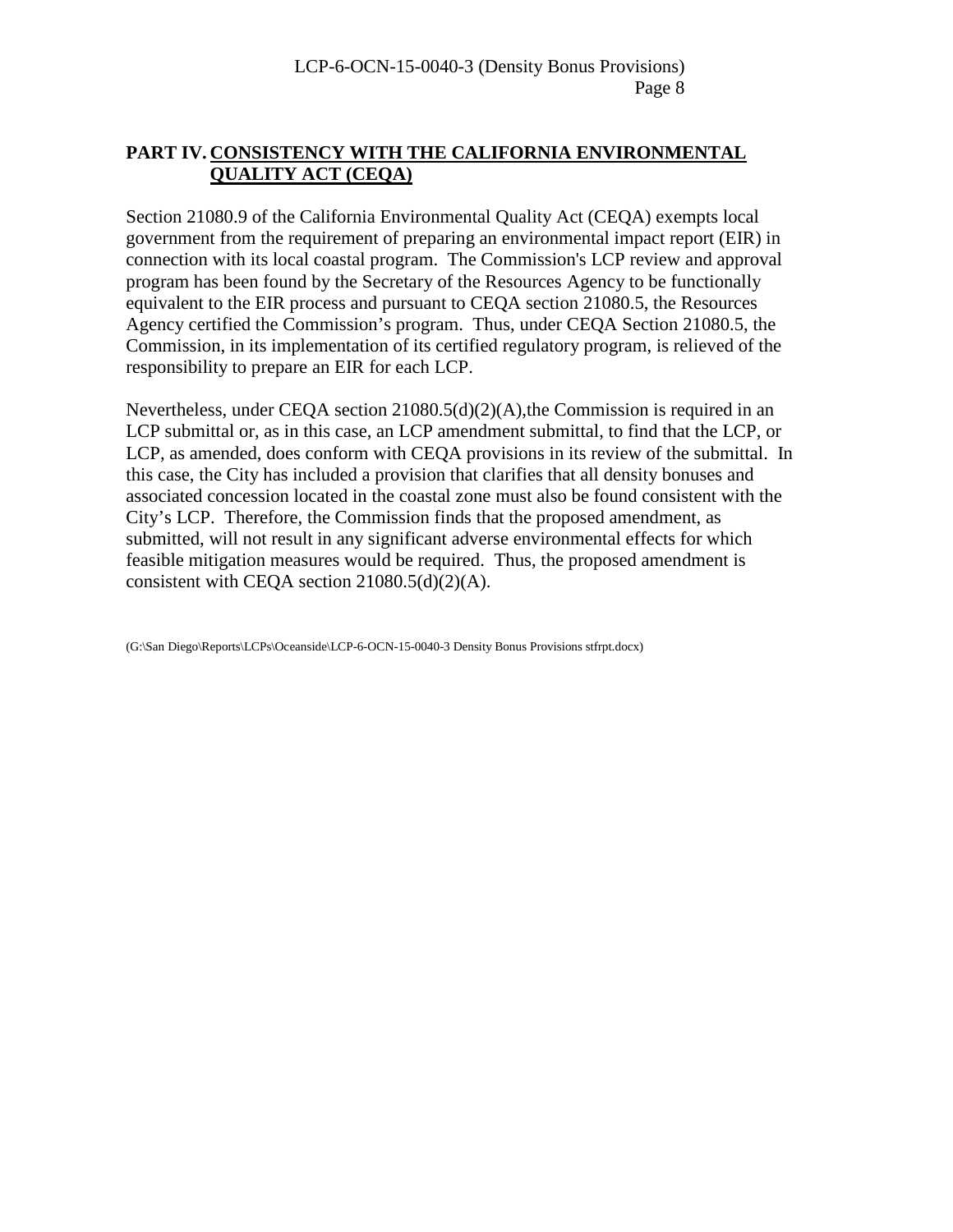## PART IV. CONSISTENCY WITH THE CALIFORNIA ENVIRONMENTAL QUALITY ACT (CEQA)

Section 21080.9 of the California Environmental Quality Act (CEQA) exempts local government from the requirement of preparing an environmental impact report (EIR) in connection with its local coastal program. The Commission's LCP review and approval program has been found by the Secretary of the Resources Agency to be functionally equivalent to the EIR process and pursuant to CEQA section 21080.5, the Resources Agency certified the Commission's program. Thus, under CEQA Section 21080.5, the Commission, in its implementation of its certified regulatory program, is relieved of the responsibility to prepare an EIR for each LCP.

Nevertheless, under CEQA section 21080.5(d)(2)(A),the Commission is required in an LCP submittal or, as in this case, an LCP amendment submittal, to find that the LCP, or LCP, as amended, does conform with CEQA provisions in its review of the submittal. In this case, the City has included a provision that clarifies that all density bonuses and associated concession located in the coastal zone must also be found consistent with the City's LCP. Therefore, the Commission finds that the proposed amendment, as submitted, will not result in any significant adverse environmental effects for which feasible mitigation measures would be required. Thus, the proposed amendment is consistent with CEQA section 21080.5(d)(2)(A).

(G:\San Diego\Reports\LCPs\Oceanside\LCP-6-OCN-15-0040-3 Density Bonus Provisions stfrpt.docx)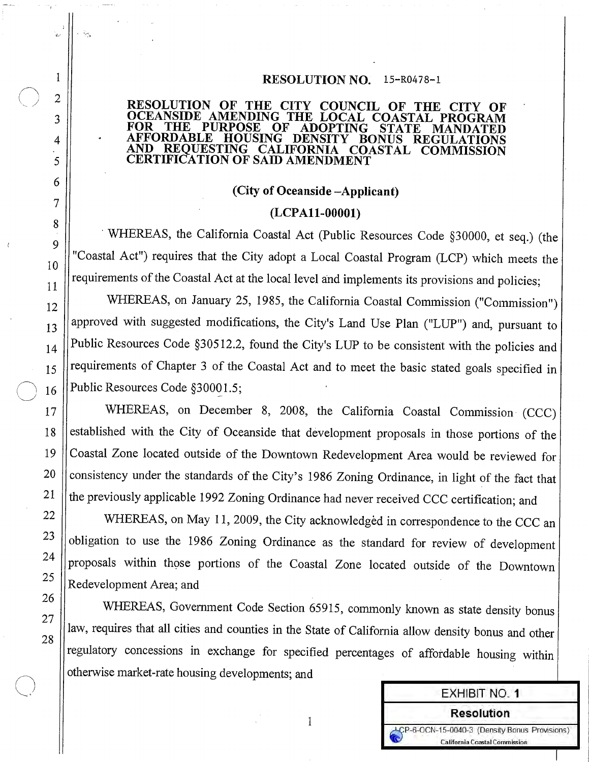**RESOLUTION NO.** 15-R0478-1

**RESOLUTION OF THE CITY COUNCIL OF THE CITY OF OCEANSIDE AMENDING THE LOCAL COASTAL PROGRAM FOR THE PURPOSE OF ADOPTING STATE MANDATED AFFORDABLE HOUSING DENSITY BONUS REGULATIONS AND REQUESTING CALIFORNIA COASTAL COMMISSION CERTIFICATION OF SAID AMENDMENT**

**(City of Oceanside –Applicant)**

**(LCPA11-00001)**

WHEREAS, the California Coastal Act (Public Resources Code §30000, et seq.) (the "Coastal Act") requires that the City adopt a Local Coastal Program (LCP) which meets the requirements of the Coastal Act at the local level and implements its provisions and policies;

WHEREAS, on January 25, 1985, the California Coastal Commission ("Commission") approved with suggested modifications, the City's Land Use Plan ("LUP") and, pursuant to Public Resources Code §30512.2, found the City's LUP to be consistent with the policies and requirements of Chapter 3 of the Coastal Act and to meet the basic stated goals specified in Public Resources Code §30001.5;

WHEREAS, on December 8, 2008, the California Coastal Commission (CCC) established with the City of Oceanside that development proposals in those portions of the Coastal Zone located outside of the Downtown Redevelopment Area would be reviewed for consistency under the standards of the City's 1986 Zoning Ordinance, in light of the fact that the previously applicable 1992 Zoning Ordinance had never received CCC certification; and

WHEREAS, on May 11, 2009, the City acknowledged in correspondence to the CCC an obligation to use the 1986 Zoning Ordinance as the standard for review of development proposals within those portions of the Coastal Zone located outside of the Downtown Redevelopment Area; and

WHEREAS, Government Code Section 65915, commonly known as state density bonus law, requires that all cities and counties in the State of California allow density bonus and other regulatory concessions in exchange for specified percentages of affordable housing within otherwise market-rate housing developments; and

EXHIBIT NO. 1
Resolution
LCP-6-OCN-15-0040-3 (Density Bonus Provisions)
California Coastal Commission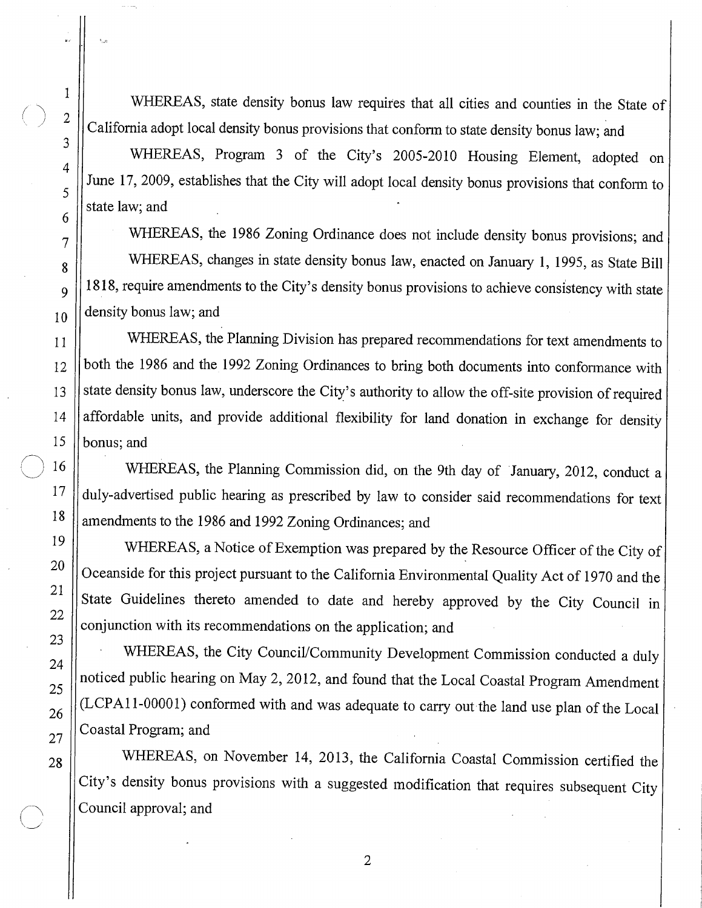WHEREAS, state density bonus law requires that all cities and counties in the State of California adopt local density bonus provisions that conform to state density bonus law; and

WHEREAS, Program 3 of the City's 2005-2010 Housing Element, adopted on June 17, 2009, establishes that the City will adopt local density bonus provisions that conform to state law; and

WHEREAS, the 1986 Zoning Ordinance does not include density bonus provisions; and

WHEREAS, changes in state density bonus law, enacted on January 1, 1995, as State Bill 1818, require amendments to the City's density bonus provisions to achieve consistency with state density bonus law; and

WHEREAS, the Planning Division has prepared recommendations for text amendments to both the 1986 and the 1992 Zoning Ordinances to bring both documents into conformance with state density bonus law, underscore the City's authority to allow the off-site provision of required affordable units, and provide additional flexibility for land donation in exchange for density bonus; and

WHEREAS, the Planning Commission did, on the 9th day of January, 2012, conduct a duly-advertised public hearing as prescribed by law to consider said recommendations for text amendments to the 1986 and 1992 Zoning Ordinances; and

WHEREAS, a Notice of Exemption was prepared by the Resource Officer of the City of Oceanside for this project pursuant to the California Environmental Quality Act of 1970 and the State Guidelines thereto amended to date and hereby approved by the City Council in conjunction with its recommendations on the application; and

WHEREAS, the City Council/Community Development Commission conducted a duly noticed public hearing on May 2, 2012, and found that the Local Coastal Program Amendment (LCPA11-00001) conformed with and was adequate to carry out the land use plan of the Local Coastal Program; and

WHEREAS, on November 14, 2013, the California Coastal Commission certified the City's density bonus provisions with a suggested modification that requires subsequent City Council approval; and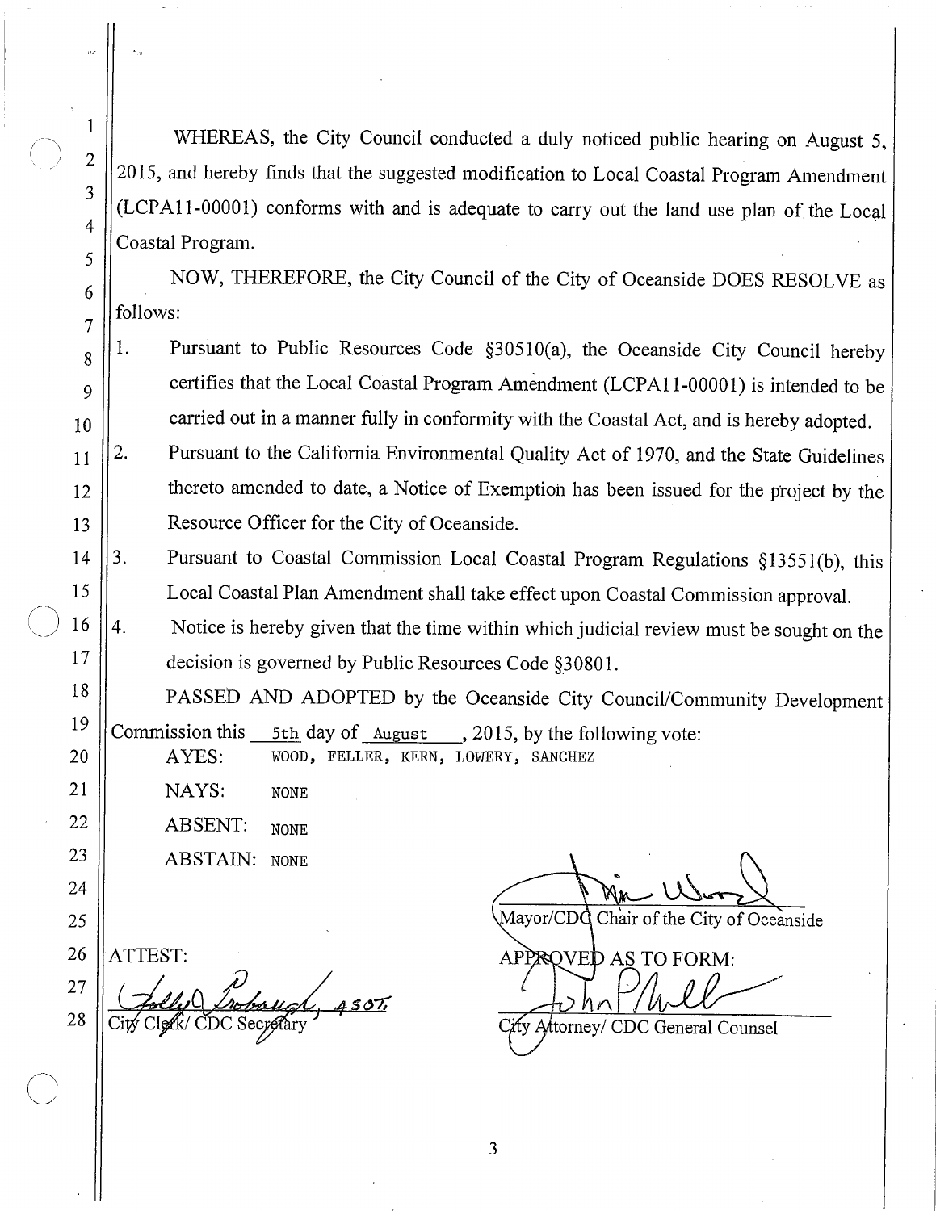WHEREAS, the City Council conducted a duly noticed public hearing on August 5, 2015, and hereby finds that the suggested modification to Local Coastal Program Amendment (LCPA11-00001) conforms with and is adequate to carry out the land use plan of the Local Coastal Program.

NOW, THEREFORE, the City Council of the City of Oceanside DOES RESOLVE as follows:

1. Pursuant to Public Resources Code §30510(a), the Oceanside City Council hereby certifies that the Local Coastal Program Amendment (LCPA11-00001) is intended to be carried out in a manner fully in conformity with the Coastal Act, and is hereby adopted.
2. Pursuant to the California Environmental Quality Act of 1970, and the State Guidelines thereto amended to date, a Notice of Exemption has been issued for the project by the Resource Officer for the City of Oceanside.
3. Pursuant to Coastal Commission Local Coastal Program Regulations §13551(b), this Local Coastal Plan Amendment shall take effect upon Coastal Commission approval.
4. Notice is hereby given that the time within which judicial review must be sought on the decision is governed by Public Resources Code §30801.

PASSED AND ADOPTED by the Oceanside City Council/Community Development Commission this 5th day of August, 2015, by the following vote:

AYES: WOOD, FELLER, KERN, LOWERY, SANCHEZ

NAYS: NONE

ABSENT: NONE

ABSTAIN: NONE

Mayor/CDC Chair of the City of Oceanside

ATTEST:

City Clerk/ CDC Secretary

APPROVED AS TO FORM:

City Attorney/ CDC General Counsel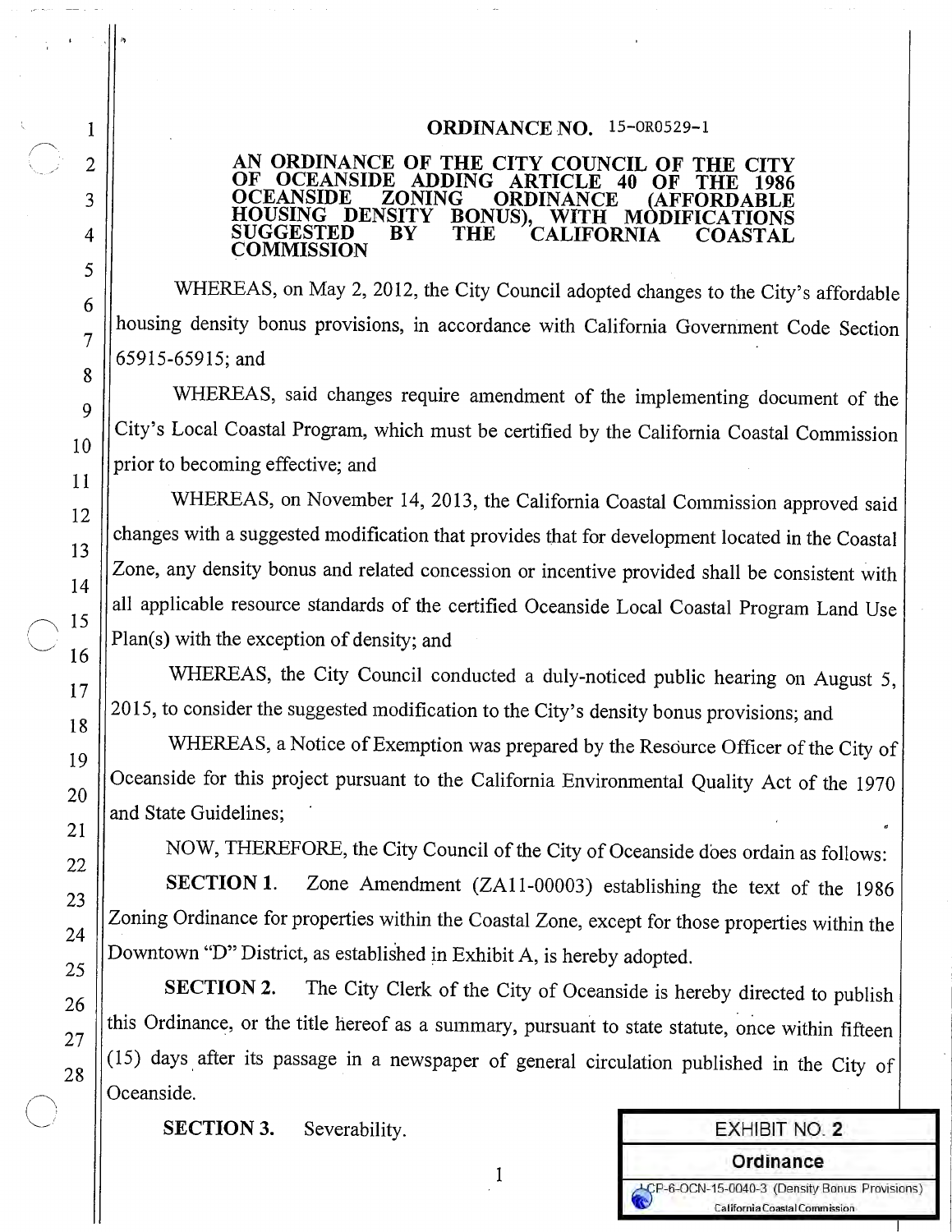# ORDINANCE NO. 15-OR0529-1

**AN ORDINANCE OF THE CITY COUNCIL OF THE CITY OF OCEANSIDE ADDING ARTICLE 40 OF THE 1986 OCEANSIDE ZONING ORDINANCE (AFFORDABLE HOUSING DENSITY BONUS), WITH MODIFICATIONS SUGGESTED BY THE CALIFORNIA COASTAL COMMISSION**

WHEREAS, on May 2, 2012, the City Council adopted changes to the City's affordable housing density bonus provisions, in accordance with California Government Code Section 65915-65915; and

WHEREAS, said changes require amendment of the implementing document of the City's Local Coastal Program, which must be certified by the California Coastal Commission prior to becoming effective; and

WHEREAS, on November 14, 2013, the California Coastal Commission approved said changes with a suggested modification that provides that for development located in the Coastal Zone, any density bonus and related concession or incentive provided shall be consistent with all applicable resource standards of the certified Oceanside Local Coastal Program Land Use Plan(s) with the exception of density; and

WHEREAS, the City Council conducted a duly-noticed public hearing on August 5, 2015, to consider the suggested modification to the City's density bonus provisions; and

WHEREAS, a Notice of Exemption was prepared by the Resource Officer of the City of Oceanside for this project pursuant to the California Environmental Quality Act of the 1970 and State Guidelines;

NOW, THEREFORE, the City Council of the City of Oceanside does ordain as follows:

**SECTION 1.** Zone Amendment (ZA11-00003) establishing the text of the 1986 Zoning Ordinance for properties within the Coastal Zone, except for those properties within the Downtown "D" District, as established in Exhibit A, is hereby adopted.

**SECTION 2.** The City Clerk of the City of Oceanside is hereby directed to publish this Ordinance, or the title hereof as a summary, pursuant to state statute, once within fifteen (15) days after its passage in a newspaper of general circulation published in the City of Oceanside.

**SECTION 3.** Severability.

EXHIBIT NO. 2
Ordinance
LCP-6-OCN-15-0040-3 (Density Bonus Provisions)
California Coastal Commission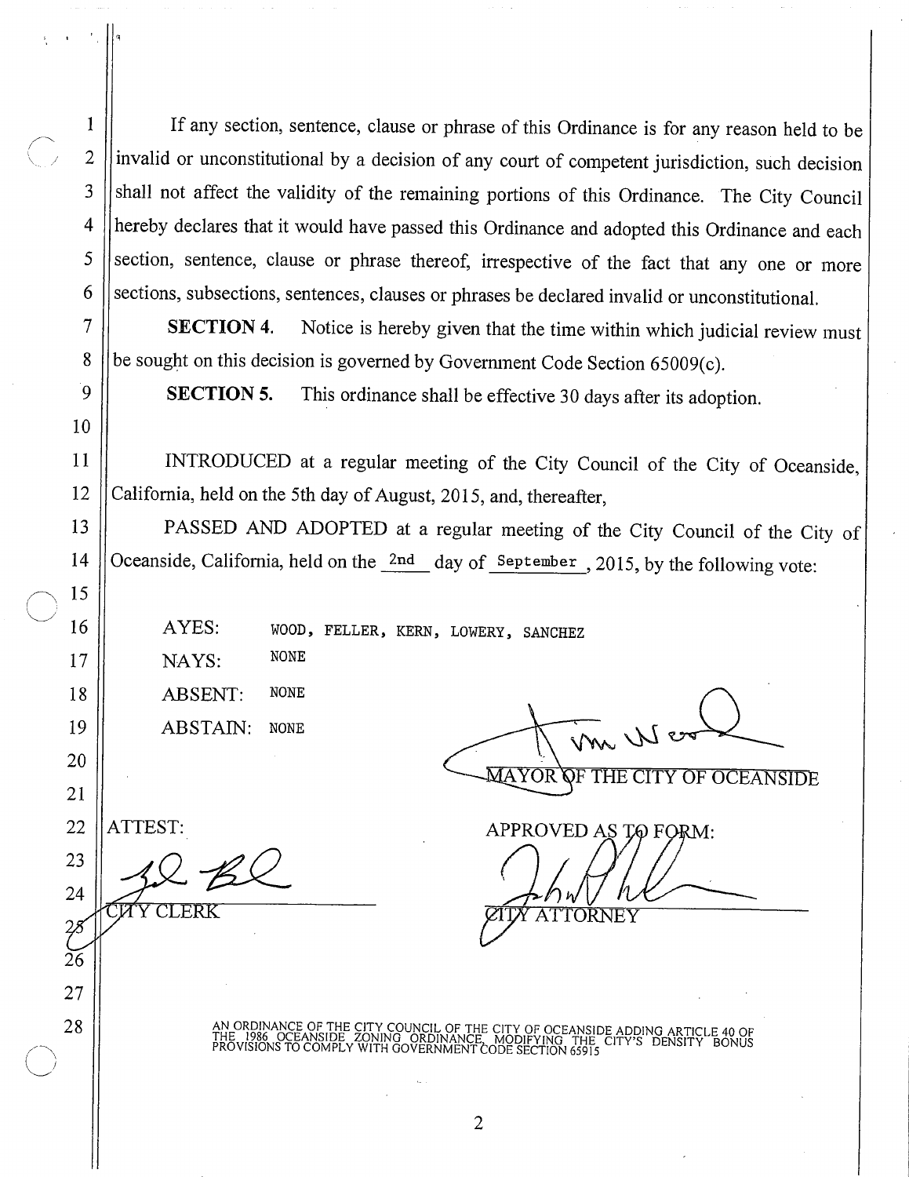If any section, sentence, clause or phrase of this Ordinance is for any reason held to be invalid or unconstitutional by a decision of any court of competent jurisdiction, such decision shall not affect the validity of the remaining portions of this Ordinance. The City Council hereby declares that it would have passed this Ordinance and adopted this Ordinance and each section, sentence, clause or phrase thereof, irrespective of the fact that any one or more sections, subsections, sentences, clauses or phrases be declared invalid or unconstitutional.

**SECTION 4.** Notice is hereby given that the time within which judicial review must be sought on this decision is governed by Government Code Section 65009(c).

**SECTION 5.** This ordinance shall be effective 30 days after its adoption.

INTRODUCED at a regular meeting of the City Council of the City of Oceanside, California, held on the 5th day of August, 2015, and, thereafter,

PASSED AND ADOPTED at a regular meeting of the City Council of the City of Oceanside, California, held on the 2nd day of September, 2015, by the following vote:

AYES: WOOD, FELLER, KERN, LOWERY, SANCHEZ

NAYS: NONE

ABSENT: NONE

ABSTAIN: NONE

MAYOR OF THE CITY OF OCEANSIDE

ATTEST:

CITY CLERK

APPROVED AS TO FORM:

CITY ATTORNEY

AN ORDINANCE OF THE CITY COUNCIL OF THE CITY OF OCEANSIDE ADDING ARTICLE 40 OF THE 1986 OCEANSIDE ZONING ORDINANCE, MODIFYING THE CITY'S DENSITY BONUS PROVISIONS TO COMPLY WITH GOVERNMENT CODE SECTION 65915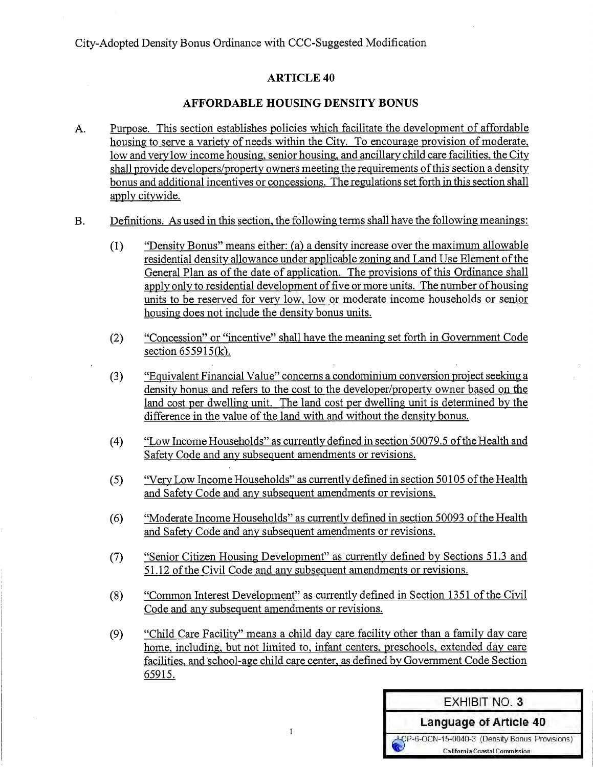City-Adopted Density Bonus Ordinance with CCC-Suggested Modification

## ARTICLE 40

## AFFORDABLE HOUSING DENSITY BONUS

A. Purpose. This section establishes policies which facilitate the development of affordable housing to serve a variety of needs within the City. To encourage provision of moderate, low and very low income housing, senior housing, and ancillary child care facilities, the City shall provide developers/property owners meeting the requirements of this section a density bonus and additional incentives or concessions. The regulations set forth in this section shall apply citywide.

B. Definitions. As used in this section, the following terms shall have the following meanings:

(1) "Density Bonus" means either: (a) a density increase over the maximum allowable residential density allowance under applicable zoning and Land Use Element of the General Plan as of the date of application. The provisions of this Ordinance shall apply only to residential development of five or more units. The number of housing units to be reserved for very low, low or moderate income households or senior housing does not include the density bonus units.

(2) "Concession" or "incentive" shall have the meaning set forth in Government Code section 655915(k).

(3) "Equivalent Financial Value" concerns a condominium conversion project seeking a density bonus and refers to the cost to the developer/property owner based on the land cost per dwelling unit. The land cost per dwelling unit is determined by the difference in the value of the land with and without the density bonus.

(4) "Low Income Households" as currently defined in section 50079.5 of the Health and Safety Code and any subsequent amendments or revisions.

(5) "Very Low Income Households" as currently defined in section 50105 of the Health and Safety Code and any subsequent amendments or revisions.

(6) "Moderate Income Households" as currently defined in section 50093 of the Health and Safety Code and any subsequent amendments or revisions.

(7) "Senior Citizen Housing Development" as currently defined by Sections 51.3 and 51.12 of the Civil Code and any subsequent amendments or revisions.

(8) "Common Interest Development" as currently defined in Section 1351 of the Civil Code and any subsequent amendments or revisions.

(9) "Child Care Facility" means a child day care facility other than a family day care home, including, but not limited to, infant centers, preschools, extended day care facilities, and school-age child care center, as defined by Government Code Section 65915.

EXHIBIT NO. 3

Language of Article 40

LCP-6-OCN-15-0040-3 (Density Bonus Provisions)

California Coastal Commission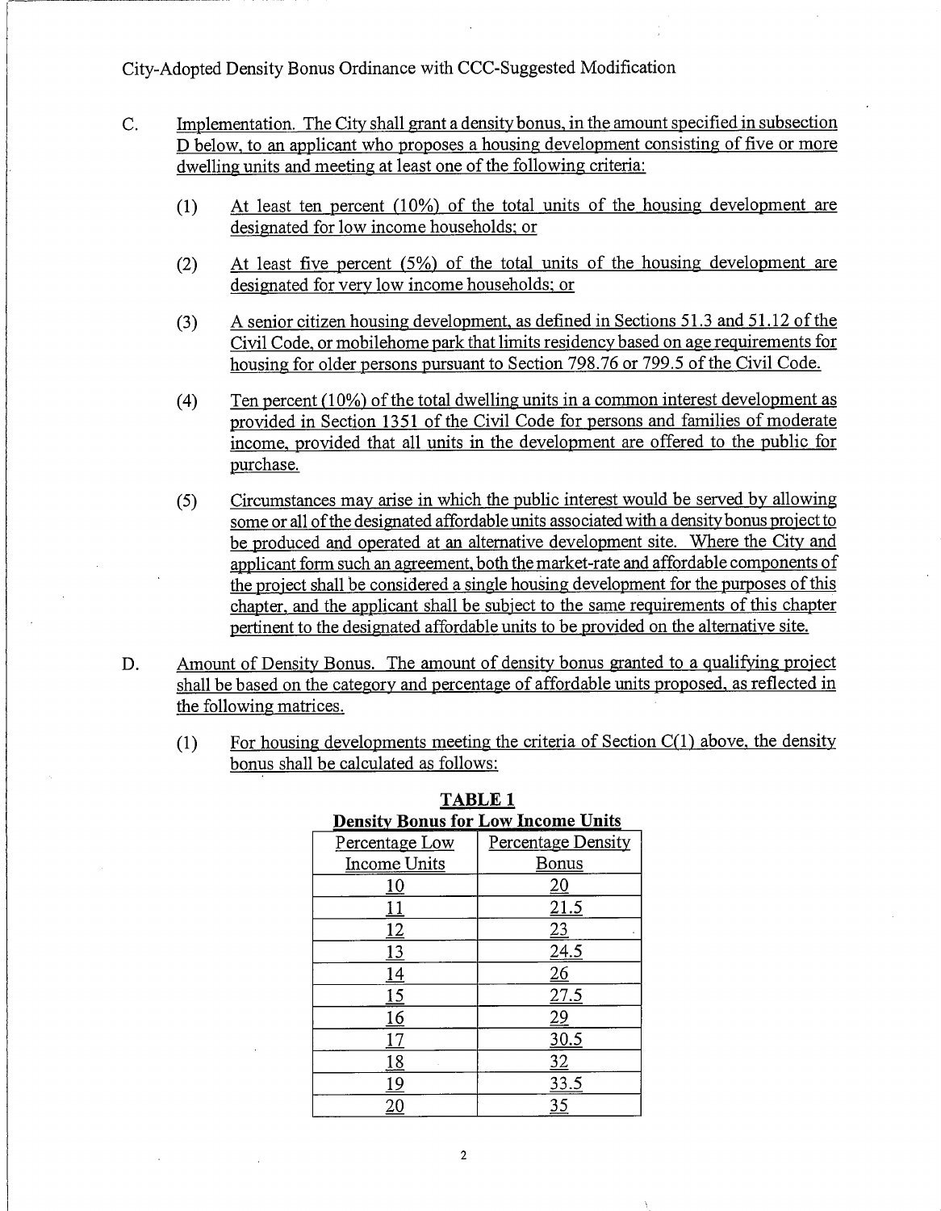City-Adopted Density Bonus Ordinance with CCC-Suggested Modification

C. Implementation. The City shall grant a density bonus, in the amount specified in subsection D below, to an applicant who proposes a housing development consisting of five or more dwelling units and meeting at least one of the following criteria:

   (1) At least ten percent (10%) of the total units of the housing development are designated for low income households; or

   (2) At least five percent (5%) of the total units of the housing development are designated for very low income households; or

   (3) A senior citizen housing development, as defined in Sections 51.3 and 51.12 of the Civil Code, or mobilehome park that limits residency based on age requirements for housing for older persons pursuant to Section 798.76 or 799.5 of the Civil Code.

   (4) Ten percent (10%) of the total dwelling units in a common interest development as provided in Section 1351 of the Civil Code for persons and families of moderate income, provided that all units in the development are offered to the public for purchase.

   (5) Circumstances may arise in which the public interest would be served by allowing some or all of the designated affordable units associated with a density bonus project to be produced and operated at an alternative development site. Where the City and applicant form such an agreement, both the market-rate and affordable components of the project shall be considered a single housing development for the purposes of this chapter, and the applicant shall be subject to the same requirements of this chapter pertinent to the designated affordable units to be provided on the alternative site.

D. Amount of Density Bonus. The amount of density bonus granted to a qualifying project shall be based on the category and percentage of affordable units proposed, as reflected in the following matrices.

   (1) For housing developments meeting the criteria of Section C(1) above, the density bonus shall be calculated as follows:

**TABLE 1**
**Density Bonus for Low Income Units**

| Percentage Low Income Units | Percentage Density Bonus |
|---|---|
| 10 | 20 |
| 11 | 21.5 |
| 12 | 23 |
| 13 | 24.5 |
| 14 | 26 |
| 15 | 27.5 |
| 16 | 29 |
| 17 | 30.5 |
| 18 | 32 |
| 19 | 33.5 |
| 20 | 35 |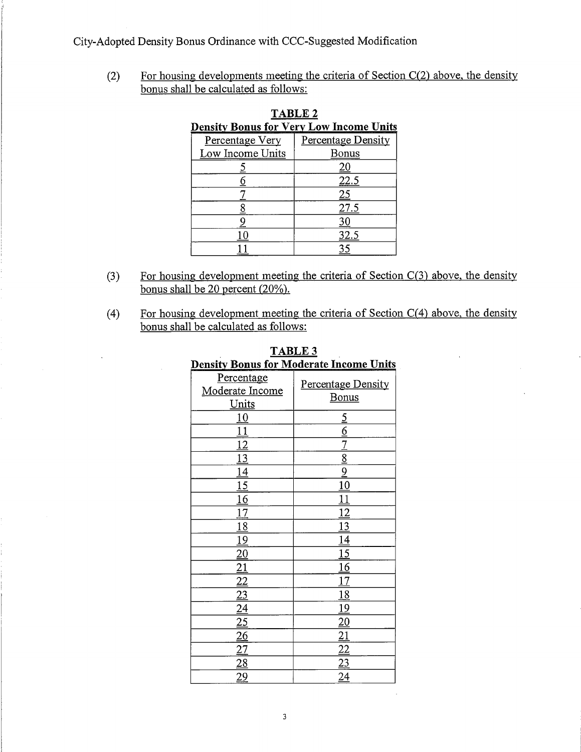City-Adopted Density Bonus Ordinance with CCC-Suggested Modification

(2) For housing developments meeting the criteria of Section C(2) above, the density bonus shall be calculated as follows:

**TABLE 2**
**Density Bonus for Very Low Income Units**

| Percentage Very Low Income Units | Percentage Density Bonus |
|---|---|
| 5 | 20 |
| 6 | 22.5 |
| 7 | 25 |
| 8 | 27.5 |
| 9 | 30 |
| 10 | 32.5 |
| 11 | 35 |

(3) For housing development meeting the criteria of Section C(3) above, the density bonus shall be 20 percent (20%).

(4) For housing development meeting the criteria of Section C(4) above, the density bonus shall be calculated as follows:

**TABLE 3**
**Density Bonus for Moderate Income Units**

| Percentage Moderate Income Units | Percentage Density Bonus |
|---|---|
| 10 | 5 |
| 11 | 6 |
| 12 | 7 |
| 13 | 8 |
| 14 | 9 |
| 15 | 10 |
| 16 | 11 |
| 17 | 12 |
| 18 | 13 |
| 19 | 14 |
| 20 | 15 |
| 21 | 16 |
| 22 | 17 |
| 23 | 18 |
| 24 | 19 |
| 25 | 20 |
| 26 | 21 |
| 27 | 22 |
| 28 | 23 |
| 29 | 24 |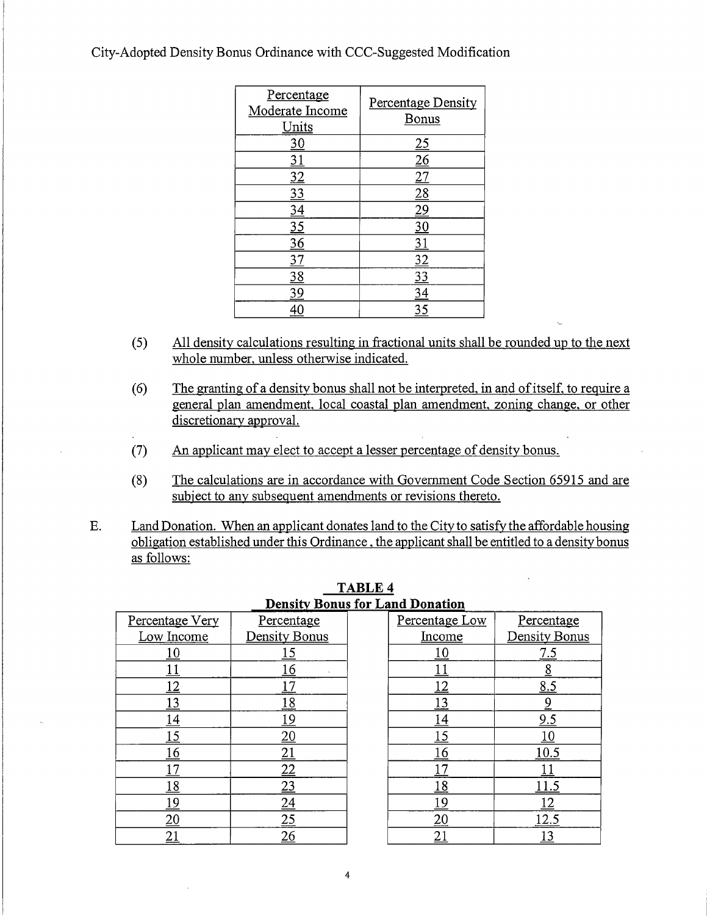City-Adopted Density Bonus Ordinance with CCC-Suggested Modification

| Percentage Moderate Income Units | Percentage Density Bonus |
|---|---|
| 30 | 25 |
| 31 | 26 |
| 32 | 27 |
| 33 | 28 |
| 34 | 29 |
| 35 | 30 |
| 36 | 31 |
| 37 | 32 |
| 38 | 33 |
| 39 | 34 |
| 40 | 35 |

(5) All density calculations resulting in fractional units shall be rounded up to the next whole number, unless otherwise indicated.

(6) The granting of a density bonus shall not be interpreted, in and of itself, to require a general plan amendment, local coastal plan amendment, zoning change, or other discretionary approval.

(7) An applicant may elect to accept a lesser percentage of density bonus.

(8) The calculations are in accordance with Government Code Section 65915 and are subject to any subsequent amendments or revisions thereto.

E. Land Donation. When an applicant donates land to the City to satisfy the affordable housing obligation established under this Ordinance , the applicant shall be entitled to a density bonus as follows:

**TABLE 4**
**Density Bonus for Land Donation**

| Percentage Very Low Income | Percentage Density Bonus |
|---|---|
| 10 | 15 |
| 11 | 16 |
| 12 | 17 |
| 13 | 18 |
| 14 | 19 |
| 15 | 20 |
| 16 | 21 |
| 17 | 22 |
| 18 | 23 |
| 19 | 24 |
| 20 | 25 |
| 21 | 26 |

| Percentage Low Income | Percentage Density Bonus |
|---|---|
| 10 | 7.5 |
| 11 | 8 |
| 12 | 8.5 |
| 13 | 9 |
| 14 | 9.5 |
| 15 | 10 |
| 16 | 10.5 |
| 17 | 11 |
| 18 | 11.5 |
| 19 | 12 |
| 20 | 12.5 |
| 21 | 13 |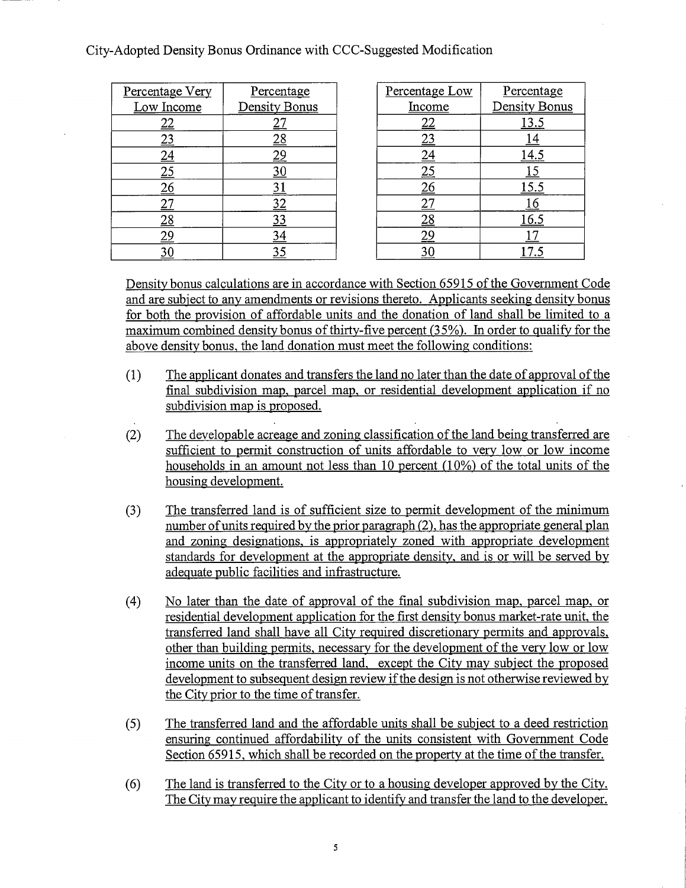City-Adopted Density Bonus Ordinance with CCC-Suggested Modification

| Percentage Very Low Income | Percentage Density Bonus |
|---|---|
| 22 | 27 |
| 23 | 28 |
| 24 | 29 |
| 25 | 30 |
| 26 | 31 |
| 27 | 32 |
| 28 | 33 |
| 29 | 34 |
| 30 | 35 |

| Percentage Low Income | Percentage Density Bonus |
|---|---|
| 22 | 13.5 |
| 23 | 14 |
| 24 | 14.5 |
| 25 | 15 |
| 26 | 15.5 |
| 27 | 16 |
| 28 | 16.5 |
| 29 | 17 |
| 30 | 17.5 |

Density bonus calculations are in accordance with Section 65915 of the Government Code and are subject to any amendments or revisions thereto. Applicants seeking density bonus for both the provision of affordable units and the donation of land shall be limited to a maximum combined density bonus of thirty-five percent (35%). In order to qualify for the above density bonus, the land donation must meet the following conditions:

(1) The applicant donates and transfers the land no later than the date of approval of the final subdivision map, parcel map, or residential development application if no subdivision map is proposed.

(2) The developable acreage and zoning classification of the land being transferred are sufficient to permit construction of units affordable to very low or low income households in an amount not less than 10 percent (10%) of the total units of the housing development.

(3) The transferred land is of sufficient size to permit development of the minimum number of units required by the prior paragraph (2), has the appropriate general plan and zoning designations, is appropriately zoned with appropriate development standards for development at the appropriate density, and is or will be served by adequate public facilities and infrastructure.

(4) No later than the date of approval of the final subdivision map, parcel map, or residential development application for the first density bonus market-rate unit, the transferred land shall have all City required discretionary permits and approvals, other than building permits, necessary for the development of the very low or low income units on the transferred land, except the City may subject the proposed development to subsequent design review if the design is not otherwise reviewed by the City prior to the time of transfer.

(5) The transferred land and the affordable units shall be subject to a deed restriction ensuring continued affordability of the units consistent with Government Code Section 65915, which shall be recorded on the property at the time of the transfer.

(6) The land is transferred to the City or to a housing developer approved by the City. The City may require the applicant to identify and transfer the land to the developer.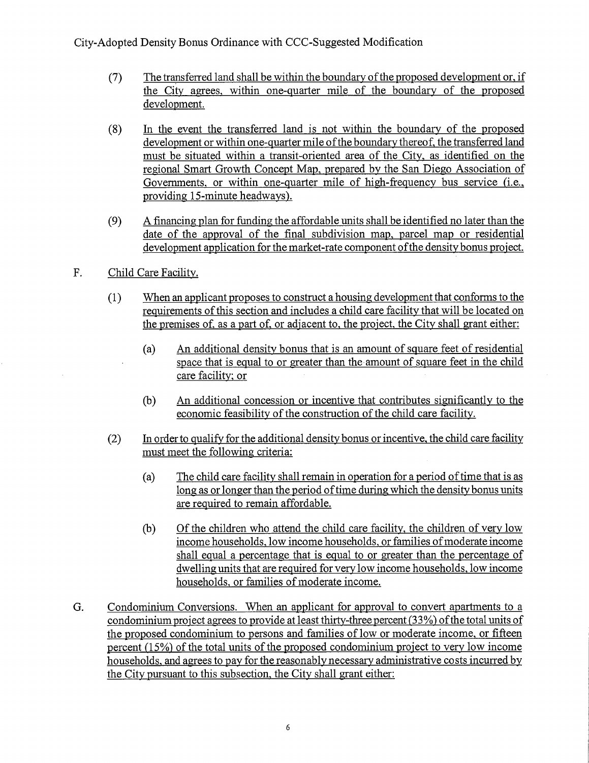(7) The transferred land shall be within the boundary of the proposed development or, if the City agrees, within one-quarter mile of the boundary of the proposed development.

(8) In the event the transferred land is not within the boundary of the proposed development or within one-quarter mile of the boundary thereof, the transferred land must be situated within a transit-oriented area of the City, as identified on the regional Smart Growth Concept Map, prepared by the San Diego Association of Governments, or within one-quarter mile of high-frequency bus service (i.e., providing 15-minute headways).

(9) A financing plan for funding the affordable units shall be identified no later than the date of the approval of the final subdivision map, parcel map or residential development application for the market-rate component of the density bonus project.

F. Child Care Facility.

(1) When an applicant proposes to construct a housing development that conforms to the requirements of this section and includes a child care facility that will be located on the premises of, as a part of, or adjacent to, the project, the City shall grant either:

(a) An additional density bonus that is an amount of square feet of residential space that is equal to or greater than the amount of square feet in the child care facility; or

(b) An additional concession or incentive that contributes significantly to the economic feasibility of the construction of the child care facility.

(2) In order to qualify for the additional density bonus or incentive, the child care facility must meet the following criteria:

(a) The child care facility shall remain in operation for a period of time that is as long as or longer than the period of time during which the density bonus units are required to remain affordable.

(b) Of the children who attend the child care facility, the children of very low income households, low income households, or families of moderate income shall equal a percentage that is equal to or greater than the percentage of dwelling units that are required for very low income households, low income households, or families of moderate income.

G. Condominium Conversions. When an applicant for approval to convert apartments to a condominium project agrees to provide at least thirty-three percent (33%) of the total units of the proposed condominium to persons and families of low or moderate income, or fifteen percent (15%) of the total units of the proposed condominium project to very low income households, and agrees to pay for the reasonably necessary administrative costs incurred by the City pursuant to this subsection, the City shall grant either: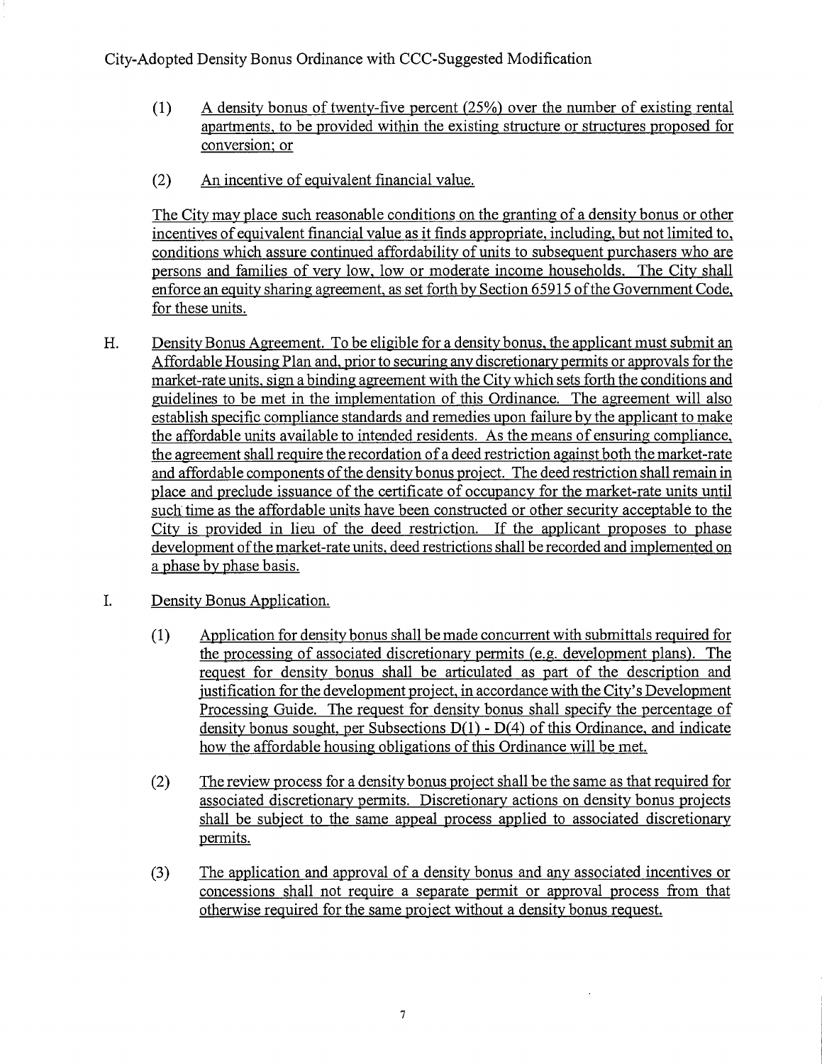(1) A density bonus of twenty-five percent (25%) over the number of existing rental apartments, to be provided within the existing structure or structures proposed for conversion; or

(2) An incentive of equivalent financial value.

The City may place such reasonable conditions on the granting of a density bonus or other incentives of equivalent financial value as it finds appropriate, including, but not limited to, conditions which assure continued affordability of units to subsequent purchasers who are persons and families of very low, low or moderate income households. The City shall enforce an equity sharing agreement, as set forth by Section 65915 of the Government Code, for these units.

H. Density Bonus Agreement. To be eligible for a density bonus, the applicant must submit an Affordable Housing Plan and, prior to securing any discretionary permits or approvals for the market-rate units, sign a binding agreement with the City which sets forth the conditions and guidelines to be met in the implementation of this Ordinance. The agreement will also establish specific compliance standards and remedies upon failure by the applicant to make the affordable units available to intended residents. As the means of ensuring compliance, the agreement shall require the recordation of a deed restriction against both the market-rate and affordable components of the density bonus project. The deed restriction shall remain in place and preclude issuance of the certificate of occupancy for the market-rate units until such time as the affordable units have been constructed or other security acceptable to the City is provided in lieu of the deed restriction. If the applicant proposes to phase development of the market-rate units, deed restrictions shall be recorded and implemented on a phase by phase basis.

I. Density Bonus Application.

(1) Application for density bonus shall be made concurrent with submittals required for the processing of associated discretionary permits (e.g. development plans). The request for density bonus shall be articulated as part of the description and justification for the development project, in accordance with the City's Development Processing Guide. The request for density bonus shall specify the percentage of density bonus sought, per Subsections D(1) - D(4) of this Ordinance, and indicate how the affordable housing obligations of this Ordinance will be met.

(2) The review process for a density bonus project shall be the same as that required for associated discretionary permits. Discretionary actions on density bonus projects shall be subject to the same appeal process applied to associated discretionary permits.

(3) The application and approval of a density bonus and any associated incentives or concessions shall not require a separate permit or approval process from that otherwise required for the same project without a density bonus request.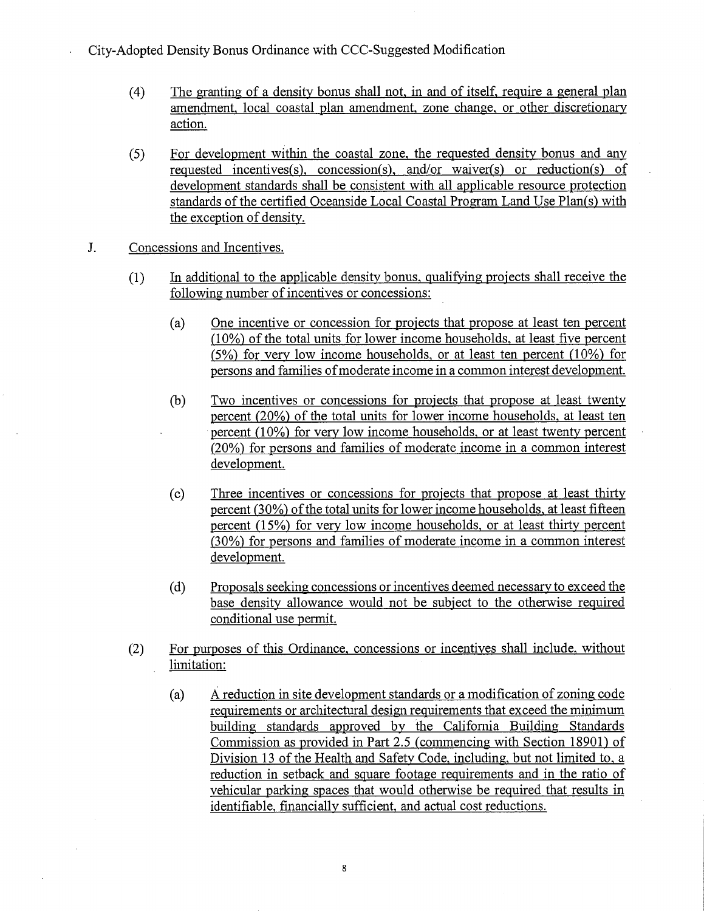City-Adopted Density Bonus Ordinance with CCC-Suggested Modification

(4) The granting of a density bonus shall not, in and of itself, require a general plan amendment, local coastal plan amendment, zone change, or other discretionary action.

(5) For development within the coastal zone, the requested density bonus and any requested incentives(s), concession(s), and/or waiver(s) or reduction(s) of development standards shall be consistent with all applicable resource protection standards of the certified Oceanside Local Coastal Program Land Use Plan(s) with the exception of density.

J. Concessions and Incentives.

(1) In additional to the applicable density bonus, qualifying projects shall receive the following number of incentives or concessions:

(a) One incentive or concession for projects that propose at least ten percent (10%) of the total units for lower income households, at least five percent (5%) for very low income households, or at least ten percent (10%) for persons and families of moderate income in a common interest development.

(b) Two incentives or concessions for projects that propose at least twenty percent (20%) of the total units for lower income households, at least ten percent (10%) for very low income households, or at least twenty percent (20%) for persons and families of moderate income in a common interest development.

(c) Three incentives or concessions for projects that propose at least thirty percent (30%) of the total units for lower income households, at least fifteen percent (15%) for very low income households, or at least thirty percent (30%) for persons and families of moderate income in a common interest development.

(d) Proposals seeking concessions or incentives deemed necessary to exceed the base density allowance would not be subject to the otherwise required conditional use permit.

(2) For purposes of this Ordinance, concessions or incentives shall include, without limitation:

(a) A reduction in site development standards or a modification of zoning code requirements or architectural design requirements that exceed the minimum building standards approved by the California Building Standards Commission as provided in Part 2.5 (commencing with Section 18901) of Division 13 of the Health and Safety Code, including, but not limited to, a reduction in setback and square footage requirements and in the ratio of vehicular parking spaces that would otherwise be required that results in identifiable, financially sufficient, and actual cost reductions.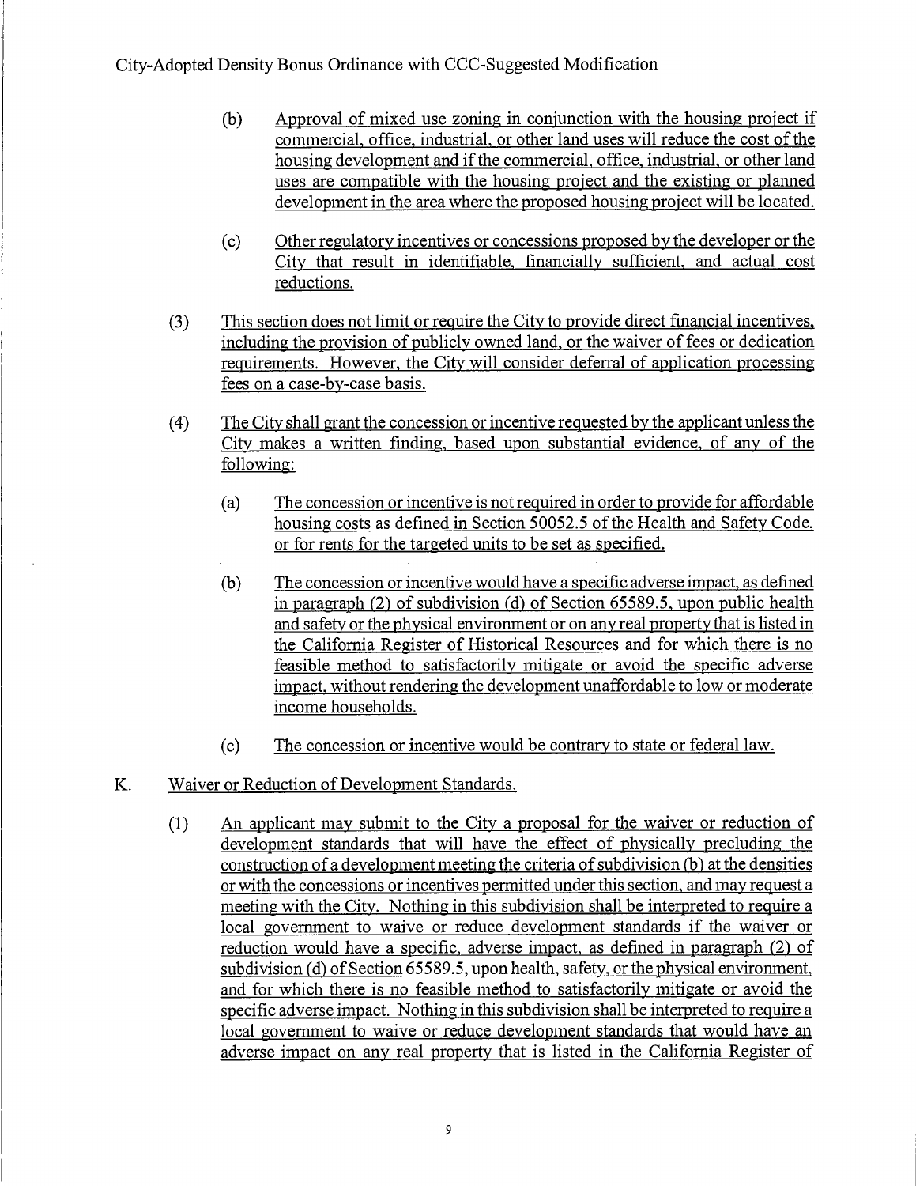(b) Approval of mixed use zoning in conjunction with the housing project if commercial, office, industrial, or other land uses will reduce the cost of the housing development and if the commercial, office, industrial, or other land uses are compatible with the housing project and the existing or planned development in the area where the proposed housing project will be located.

(c) Other regulatory incentives or concessions proposed by the developer or the City that result in identifiable, financially sufficient, and actual cost reductions.

(3) This section does not limit or require the City to provide direct financial incentives, including the provision of publicly owned land, or the waiver of fees or dedication requirements. However, the City will consider deferral of application processing fees on a case-by-case basis.

(4) The City shall grant the concession or incentive requested by the applicant unless the City makes a written finding, based upon substantial evidence, of any of the following:

(a) The concession or incentive is not required in order to provide for affordable housing costs as defined in Section 50052.5 of the Health and Safety Code, or for rents for the targeted units to be set as specified.

(b) The concession or incentive would have a specific adverse impact, as defined in paragraph (2) of subdivision (d) of Section 65589.5, upon public health and safety or the physical environment or on any real property that is listed in the California Register of Historical Resources and for which there is no feasible method to satisfactorily mitigate or avoid the specific adverse impact, without rendering the development unaffordable to low or moderate income households.

(c) The concession or incentive would be contrary to state or federal law.

K. Waiver or Reduction of Development Standards.

(1) An applicant may submit to the City a proposal for the waiver or reduction of development standards that will have the effect of physically precluding the construction of a development meeting the criteria of subdivision (b) at the densities or with the concessions or incentives permitted under this section, and may request a meeting with the City. Nothing in this subdivision shall be interpreted to require a local government to waive or reduce development standards if the waiver or reduction would have a specific, adverse impact, as defined in paragraph (2) of subdivision (d) of Section 65589.5, upon health, safety, or the physical environment, and for which there is no feasible method to satisfactorily mitigate or avoid the specific adverse impact. Nothing in this subdivision shall be interpreted to require a local government to waive or reduce development standards that would have an adverse impact on any real property that is listed in the California Register of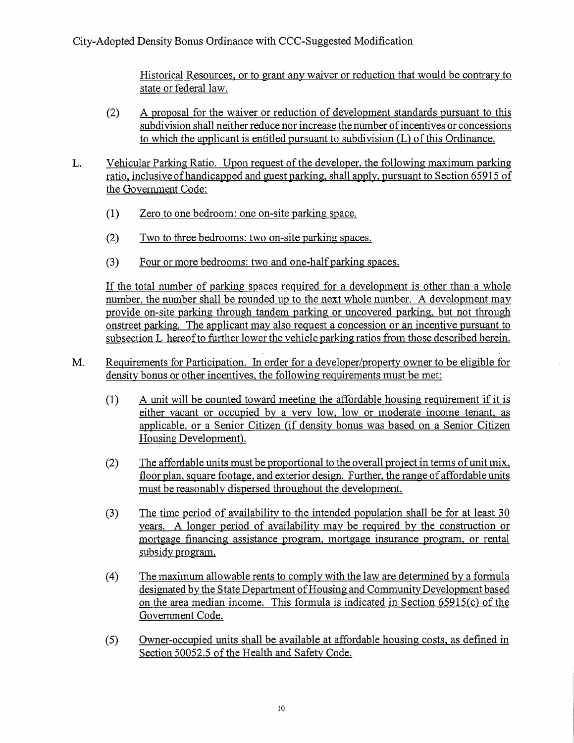Historical Resources, or to grant any waiver or reduction that would be contrary to state or federal law.

(2) A proposal for the waiver or reduction of development standards pursuant to this subdivision shall neither reduce nor increase the number of incentives or concessions to which the applicant is entitled pursuant to subdivision (L) of this Ordinance.

L. Vehicular Parking Ratio. Upon request of the developer, the following maximum parking ratio, inclusive of handicapped and guest parking, shall apply, pursuant to Section 65915 of the Government Code:

(1) Zero to one bedroom: one on-site parking space.

(2) Two to three bedrooms: two on-site parking spaces.

(3) Four or more bedrooms: two and one-half parking spaces.

If the total number of parking spaces required for a development is other than a whole number, the number shall be rounded up to the next whole number. A development may provide on-site parking through tandem parking or uncovered parking, but not through onstreet parking. The applicant may also request a concession or an incentive pursuant to subsection L hereof to further lower the vehicle parking ratios from those described herein.

M. Requirements for Participation. In order for a developer/property owner to be eligible for density bonus or other incentives, the following requirements must be met:

(1) A unit will be counted toward meeting the affordable housing requirement if it is either vacant or occupied by a very low, low or moderate income tenant, as applicable, or a Senior Citizen (if density bonus was based on a Senior Citizen Housing Development).

(2) The affordable units must be proportional to the overall project in terms of unit mix, floor plan, square footage, and exterior design. Further, the range of affordable units must be reasonably dispersed throughout the development.

(3) The time period of availability to the intended population shall be for at least 30 years. A longer period of availability may be required by the construction or mortgage financing assistance program, mortgage insurance program, or rental subsidy program.

(4) The maximum allowable rents to comply with the law are determined by a formula designated by the State Department of Housing and Community Development based on the area median income. This formula is indicated in Section 65915(c) of the Government Code.

(5) Owner-occupied units shall be available at affordable housing costs, as defined in Section 50052.5 of the Health and Safety Code.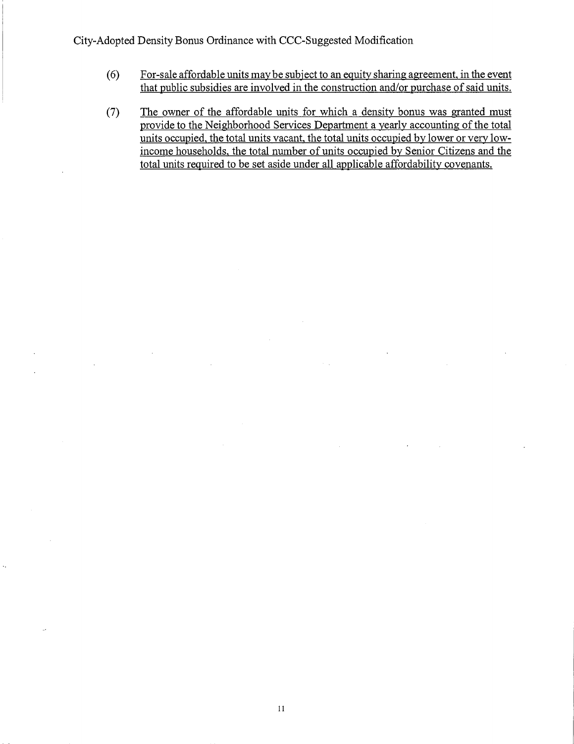(6) For-sale affordable units may be subject to an equity sharing agreement, in the event that public subsidies are involved in the construction and/or purchase of said units.

(7) The owner of the affordable units for which a density bonus was granted must provide to the Neighborhood Services Department a yearly accounting of the total units occupied, the total units vacant, the total units occupied by lower or very low-income households, the total number of units occupied by Senior Citizens and the total units required to be set aside under all applicable affordability covenants.